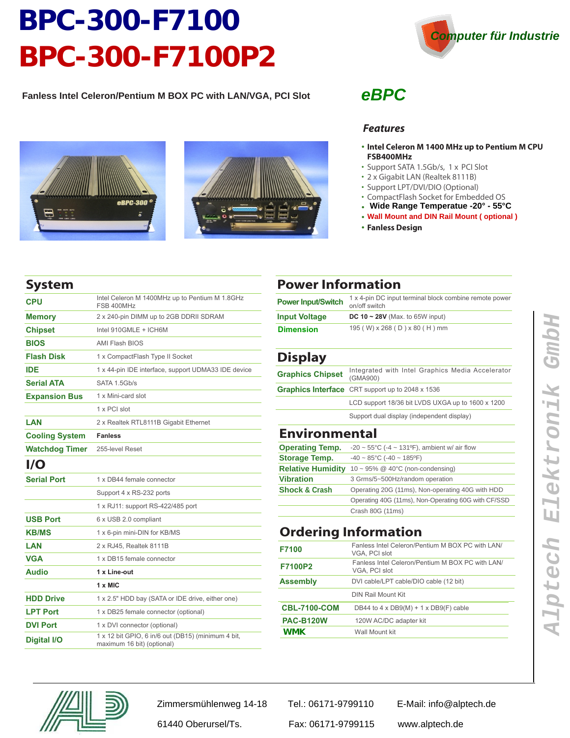# BPC-300-F7100
# BPC-300-F7100P2

Computer für Industrie

**Fanless Intel Celeron/Pentium M BOX PC with LAN/VGA, PCI Slot**

## eBPC

### Features

- **Intel Celeron M 1400 MHz up to Pentium M CPU FSB400MHz**
- Support SATA 1.5Gb/s, 1 x PCI Slot
- 2 x Gigabit LAN (Realtek 8111B)
- Support LPT/DVI/DIO (Optional)
- CompactFlash Socket for Embedded OS
- **Wide Range Temperature -20° - 55°C**
- **Wall Mount and DIN Rail Mount ( optional )**
- **Fanless Design**

## System

| | |
|---|---|
| **CPU** | Intel Celeron M 1400MHz up to Pentium M 1.8GHz FSB 400MHz |
| **Memory** | 2 x 240-pin DIMM up to 2GB DDRII SDRAM |
| **Chipset** | Intel 910GMLE + ICH6M |
| **BIOS** | AMI Flash BIOS |
| **Flash Disk** | 1 x CompactFlash Type II Socket |
| **IDE** | 1 x 44-pin IDE interface, support UDMA33 IDE device |
| **Serial ATA** | SATA 1.5Gb/s |
| **Expansion Bus** | 1 x Mini-card slot |
| | 1 x PCI slot |
| **LAN** | 2 x Realtek RTL8111B Gigabit Ethernet |
| **Cooling System** | **Fanless** |
| **Watchdog Timer** | 255-level Reset |

## I/O

| | |
|---|---|
| **Serial Port** | 1 x DB44 female connector |
| | Support 4 x RS-232 ports |
| | 1 x RJ11: support RS-422/485 port |
| **USB Port** | 6 x USB 2.0 compliant |
| **KB/MS** | 1 x 6-pin mini-DIN for KB/MS |
| **LAN** | 2 x RJ45, Realtek 8111B |
| **VGA** | 1 x DB15 female connector |
| **Audio** | **1 x Line-out** |
| | **1 x MIC** |
| **HDD Drive** | 1 x 2.5" HDD bay (SATA or IDE drive, either one) |
| **LPT Port** | 1 x DB25 female connector (optional) |
| **DVI Port** | 1 x DVI connector (optional) |
| **Digital I/O** | 1 x 12 bit GPIO, 6 in/6 out (DB15) (minimum 4 bit, maximum 16 bit) (optional) |

## Power Information

| | |
|---|---|
| **Power Input/Switch** | 1 x 4-pin DC input terminal block combine remote power on/off switch |
| **Input Voltage** | **DC 10 ~ 28V** (Max. to 65W input) |
| **Dimension** | 195 ( W) x 268 ( D ) x 80 ( H ) mm |

## Display

| | |
|---|---|
| **Graphics Chipset** | Integrated with Intel Graphics Media Accelerator (GMA900) |
| **Graphics Interface** | CRT support up to 2048 x 1536 |
| | LCD support 18/36 bit LVDS UXGA up to 1600 x 1200 |
| | Support dual display (independent display) |

## Environmental

| | |
|---|---|
| **Operating Temp.** | -20 ~ 55°C (-4 ~ 131ºF), ambient w/ air flow |
| **Storage Temp.** | -40 ~ 85°C (-40 ~ 185ºF) |
| **Relative Humidity** | 10 ~ 95% @ 40°C (non-condensing) |
| **Vibration** | 3 Grms/5~500Hz/random operation |
| **Shock & Crash** | Operating 20G (11ms), Non-operating 40G with HDD |
| | Operating 40G (11ms), Non-Operating 60G with CF/SSD |
| | Crash 80G (11ms) |

## Ordering Information

| | |
|---|---|
| **F7100** | Fanless Intel Celeron/Pentium M BOX PC with LAN/ VGA, PCI slot |
| **F7100P2** | Fanless Intel Celeron/Pentium M BOX PC with LAN/ VGA, PCI slot |
| **Assembly** | DVI cable/LPT cable/DIO cable (12 bit) |
| | DIN Rail Mount Kit |
| **CBL-7100-COM** | DB44 to 4 x DB9(M) + 1 x DB9(F) cable |
| **PAC-B120W** | 120W AC/DC adapter kit |
| **WMK** | Wall Mount kit |

Alptech Elektronik GmbH

Zimmersmühlenweg 14-18
61440 Oberursel/Ts.

Tel.: 06171-9799110
Fax: 06171-9799115

E-Mail: info@alptech.de
www.alptech.de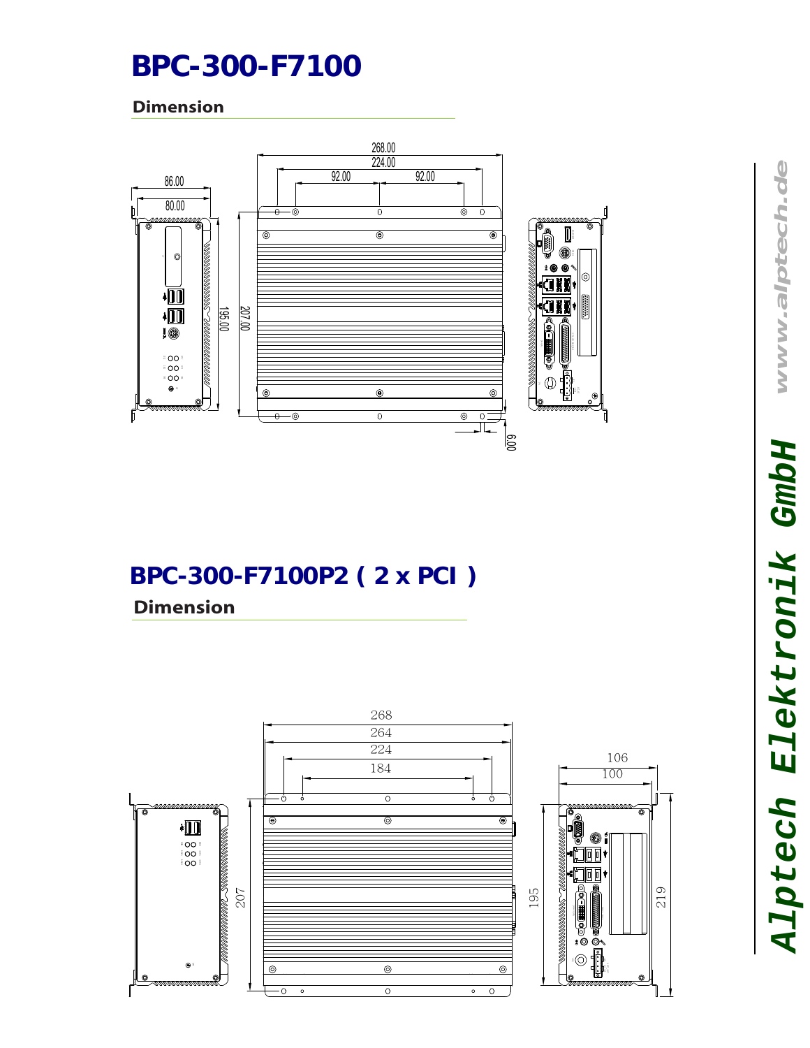# BPC-300-F7100

## Dimension

268.00
224.00
92.00
92.00
86.00
80.00
195.00
207.00
6.00

# BPC-300-F7100P2 ( 2 x PCI )

## Dimension

268
264
224
184
106
100
207
195
219

*Alptech Elektronik GmbH*

*www.alptech.de*